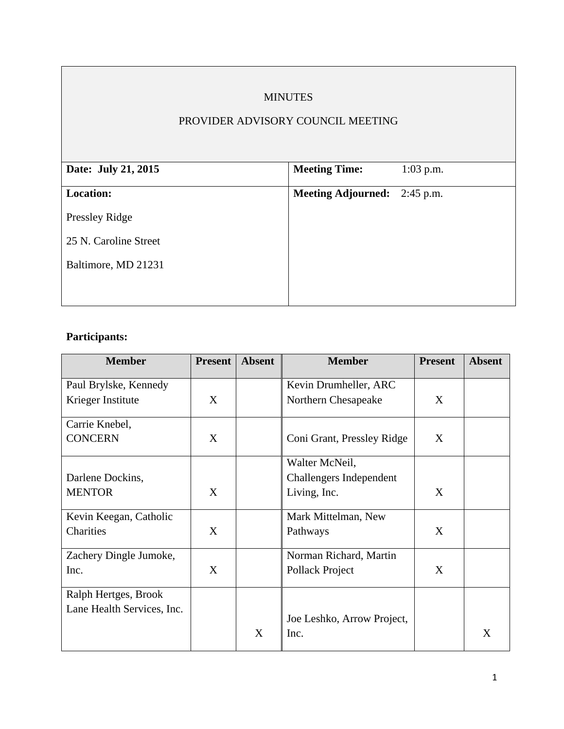# MINUTES

## PROVIDER ADVISORY COUNCIL MEETING

| **Date: July 21, 2015** | **Meeting Time:** 1:03 p.m. |
|---|---|
| **Location:**<br>Pressley Ridge<br>25 N. Caroline Street<br>Baltimore, MD 21231 | **Meeting Adjourned:** 2:45 p.m. |

**Participants:**

| Member | Present | Absent | Member | Present | Absent |
|---|---|---|---|---|---|
| Paul Brylske, Kennedy Krieger Institute | X | | Kevin Drumheller, ARC Northern Chesapeake | X | |
| Carrie Knebel, CONCERN | X | | Coni Grant, Pressley Ridge | X | |
| Darlene Dockins, MENTOR | X | | Walter McNeil, Challengers Independent Living, Inc. | X | |
| Kevin Keegan, Catholic Charities | X | | Mark Mittelman, New Pathways | X | |
| Zachery Dingle Jumoke, Inc. | X | | Norman Richard, Martin Pollack Project | X | |
| Ralph Hertges, Brook Lane Health Services, Inc. | | X | Joe Leshko, Arrow Project, Inc. | | X |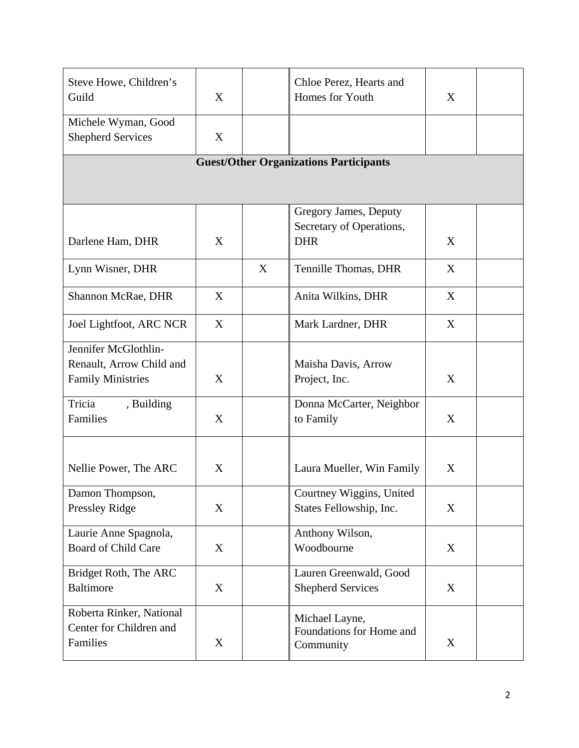| | | | | | |
|---|---|---|---|---|---|
| Steve Howe, Children's Guild | X | | Chloe Perez, Hearts and Homes for Youth | X | |
| Michele Wyman, Good Shepherd Services | X | | | | |
| **Guest/Other Organizations Participants** | | | | | |
| Darlene Ham, DHR | X | | Gregory James, Deputy Secretary of Operations, DHR | X | |
| Lynn Wisner, DHR | | X | Tennille Thomas, DHR | X | |
| Shannon McRae, DHR | X | | Anita Wilkins, DHR | X | |
| Joel Lightfoot, ARC NCR | X | | Mark Lardner, DHR | X | |
| Jennifer McGlothlin-Renault, Arrow Child and Family Ministries | X | | Maisha Davis, Arrow Project, Inc. | X | |
| Tricia , Building Families | X | | Donna McCarter, Neighbor to Family | X | |
| Nellie Power, The ARC | X | | Laura Mueller, Win Family | X | |
| Damon Thompson, Pressley Ridge | X | | Courtney Wiggins, United States Fellowship, Inc. | X | |
| Laurie Anne Spagnola, Board of Child Care | X | | Anthony Wilson, Woodbourne | X | |
| Bridget Roth, The ARC Baltimore | X | | Lauren Greenwald, Good Shepherd Services | X | |
| Roberta Rinker, National Center for Children and Families | X | | Michael Layne, Foundations for Home and Community | X | |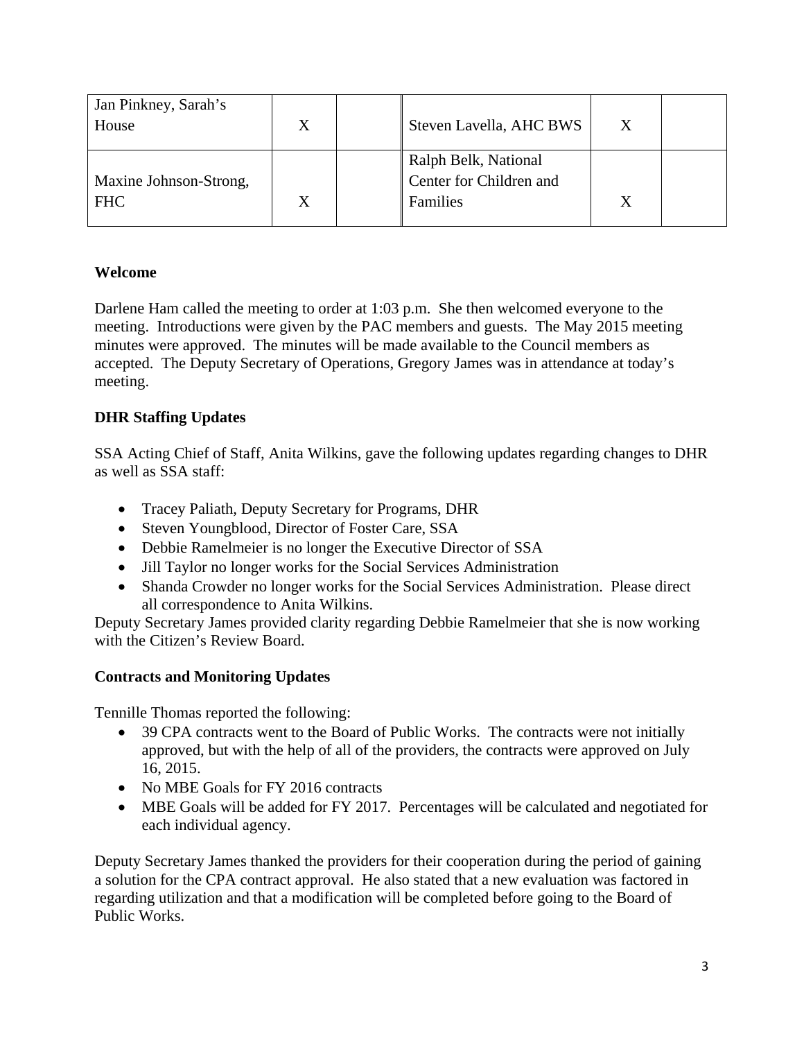| | | | | | |
|---|---|---|---|---|---|
| Jan Pinkney, Sarah's House | X | | Steven Lavella, AHC BWS | X | |
| Maxine Johnson-Strong, FHC | X | | Ralph Belk, National Center for Children and Families | X | |

**Welcome**

Darlene Ham called the meeting to order at 1:03 p.m. She then welcomed everyone to the meeting. Introductions were given by the PAC members and guests. The May 2015 meeting minutes were approved. The minutes will be made available to the Council members as accepted. The Deputy Secretary of Operations, Gregory James was in attendance at today's meeting.

**DHR Staffing Updates**

SSA Acting Chief of Staff, Anita Wilkins, gave the following updates regarding changes to DHR as well as SSA staff:

- Tracey Paliath, Deputy Secretary for Programs, DHR
- Steven Youngblood, Director of Foster Care, SSA
- Debbie Ramelmeier is no longer the Executive Director of SSA
- Jill Taylor no longer works for the Social Services Administration
- Shanda Crowder no longer works for the Social Services Administration. Please direct all correspondence to Anita Wilkins.

Deputy Secretary James provided clarity regarding Debbie Ramelmeier that she is now working with the Citizen's Review Board.

**Contracts and Monitoring Updates**

Tennille Thomas reported the following:

- 39 CPA contracts went to the Board of Public Works. The contracts were not initially approved, but with the help of all of the providers, the contracts were approved on July 16, 2015.
- No MBE Goals for FY 2016 contracts
- MBE Goals will be added for FY 2017. Percentages will be calculated and negotiated for each individual agency.

Deputy Secretary James thanked the providers for their cooperation during the period of gaining a solution for the CPA contract approval. He also stated that a new evaluation was factored in regarding utilization and that a modification will be completed before going to the Board of Public Works.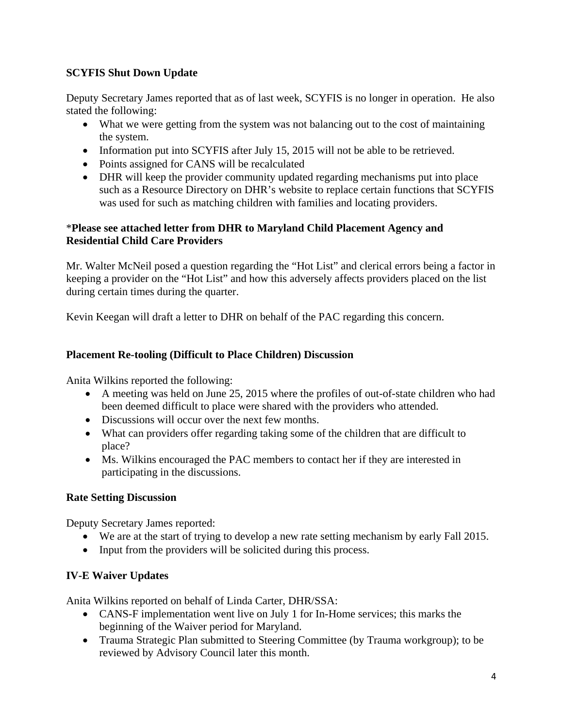**SCYFIS Shut Down Update**

Deputy Secretary James reported that as of last week, SCYFIS is no longer in operation. He also stated the following:

- What we were getting from the system was not balancing out to the cost of maintaining the system.
- Information put into SCYFIS after July 15, 2015 will not be able to be retrieved.
- Points assigned for CANS will be recalculated
- DHR will keep the provider community updated regarding mechanisms put into place such as a Resource Directory on DHR's website to replace certain functions that SCYFIS was used for such as matching children with families and locating providers.

*__Please see attached letter from DHR to Maryland Child Placement Agency and Residential Child Care Providers__

Mr. Walter McNeil posed a question regarding the "Hot List" and clerical errors being a factor in keeping a provider on the "Hot List" and how this adversely affects providers placed on the list during certain times during the quarter.

Kevin Keegan will draft a letter to DHR on behalf of the PAC regarding this concern.

**Placement Re-tooling (Difficult to Place Children) Discussion**

Anita Wilkins reported the following:

- A meeting was held on June 25, 2015 where the profiles of out-of-state children who had been deemed difficult to place were shared with the providers who attended.
- Discussions will occur over the next few months.
- What can providers offer regarding taking some of the children that are difficult to place?
- Ms. Wilkins encouraged the PAC members to contact her if they are interested in participating in the discussions.

**Rate Setting Discussion**

Deputy Secretary James reported:

- We are at the start of trying to develop a new rate setting mechanism by early Fall 2015.
- Input from the providers will be solicited during this process.

**IV-E Waiver Updates**

Anita Wilkins reported on behalf of Linda Carter, DHR/SSA:

- CANS-F implementation went live on July 1 for In-Home services; this marks the beginning of the Waiver period for Maryland.
- Trauma Strategic Plan submitted to Steering Committee (by Trauma workgroup); to be reviewed by Advisory Council later this month.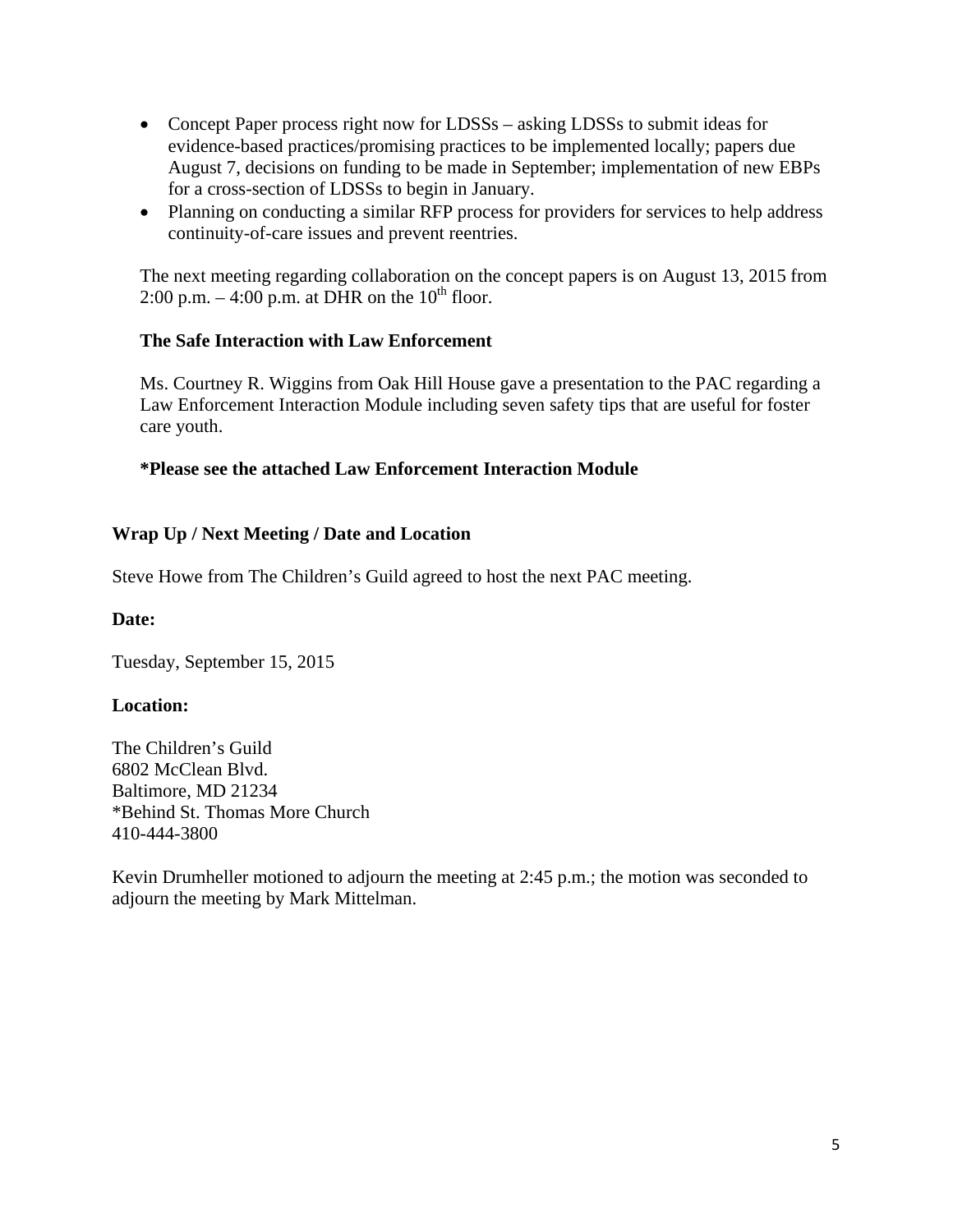- Concept Paper process right now for LDSSs – asking LDSSs to submit ideas for evidence-based practices/promising practices to be implemented locally; papers due August 7, decisions on funding to be made in September; implementation of new EBPs for a cross-section of LDSSs to begin in January.
- Planning on conducting a similar RFP process for providers for services to help address continuity-of-care issues and prevent reentries.

The next meeting regarding collaboration on the concept papers is on August 13, 2015 from 2:00 p.m. – 4:00 p.m. at DHR on the 10th floor.

**The Safe Interaction with Law Enforcement**

Ms. Courtney R. Wiggins from Oak Hill House gave a presentation to the PAC regarding a Law Enforcement Interaction Module including seven safety tips that are useful for foster care youth.

**\*Please see the attached Law Enforcement Interaction Module**

**Wrap Up / Next Meeting / Date and Location**

Steve Howe from The Children's Guild agreed to host the next PAC meeting.

**Date:**

Tuesday, September 15, 2015

**Location:**

The Children's Guild
6802 McClean Blvd.
Baltimore, MD 21234
*Behind St. Thomas More Church
410-444-3800

Kevin Drumheller motioned to adjourn the meeting at 2:45 p.m.; the motion was seconded to adjourn the meeting by Mark Mittelman.